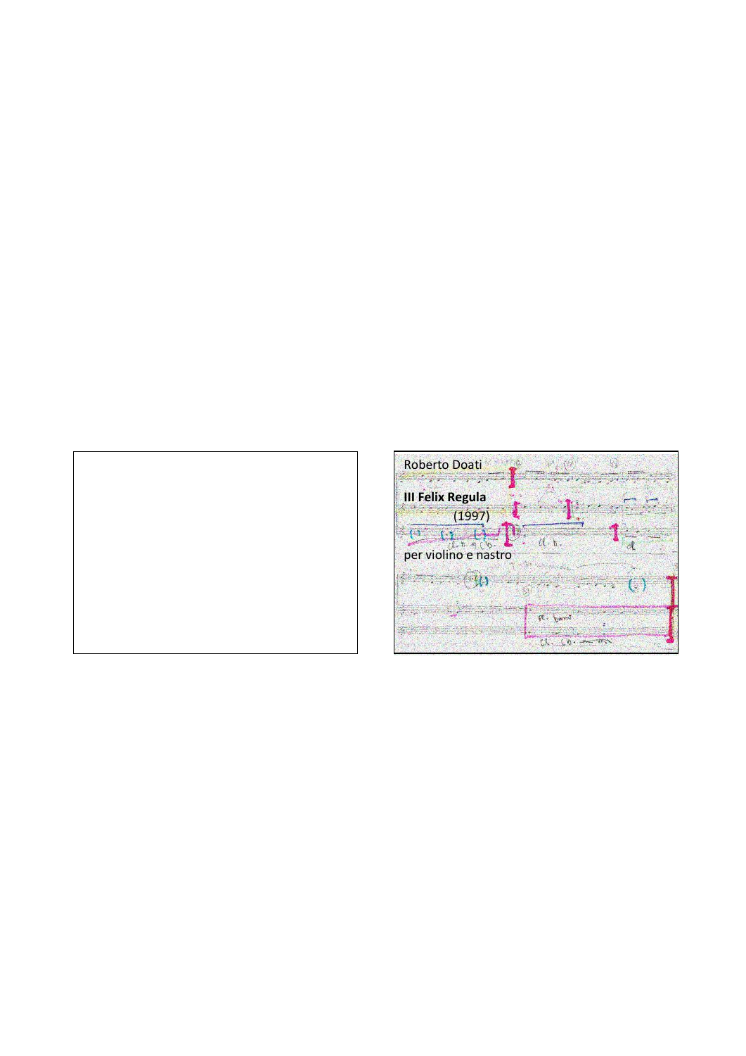Roberto Doati

**III Felix Regula**

(1997)

per violino e nastro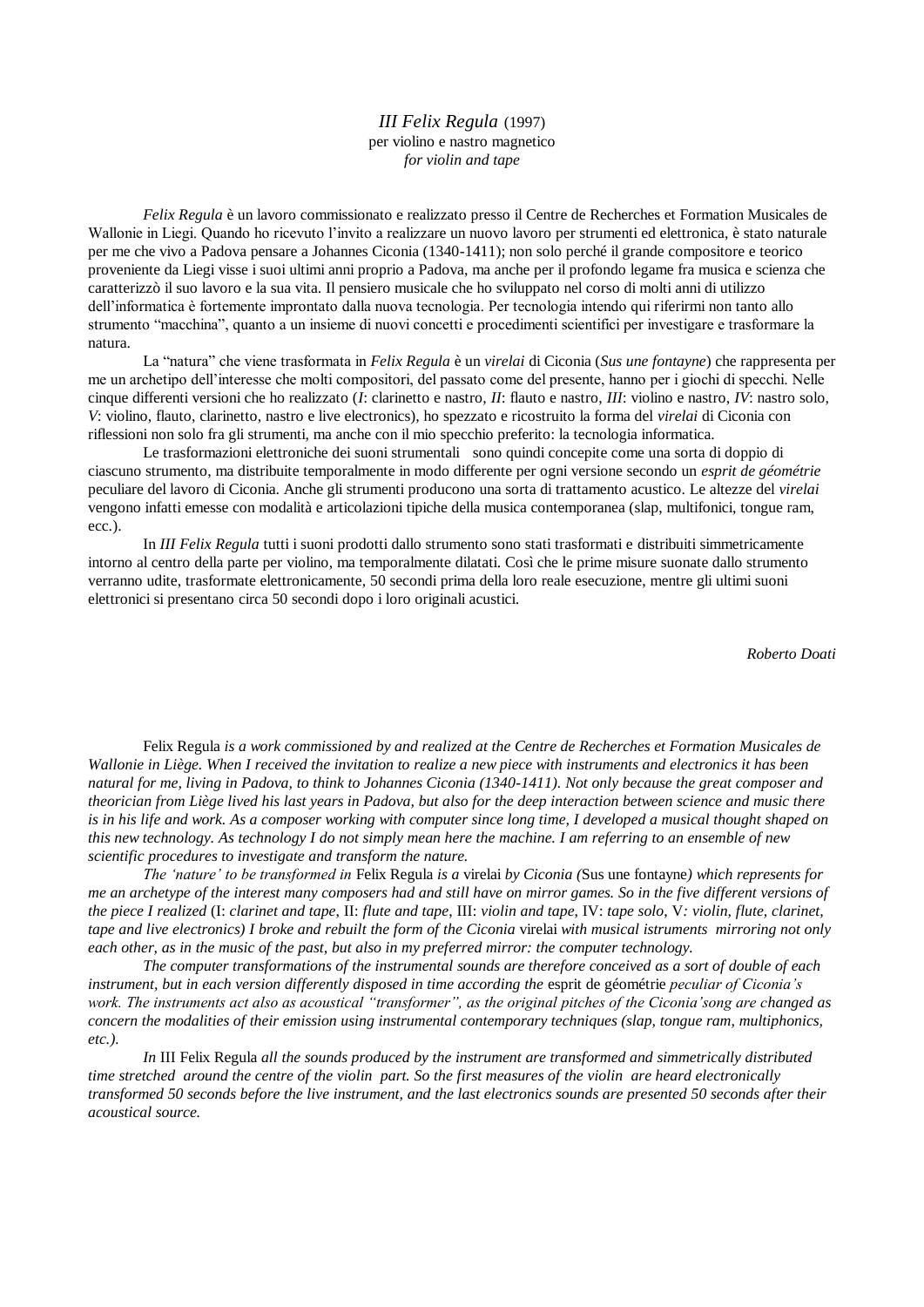## *III Felix Regula* (1997)

per violino e nastro magnetico

*for violin and tape*

*Felix Regula* è un lavoro commissionato e realizzato presso il Centre de Recherches et Formation Musicales de Wallonie in Liegi. Quando ho ricevuto l'invito a realizzare un nuovo lavoro per strumenti ed elettronica, è stato naturale per me che vivo a Padova pensare a Johannes Ciconia (1340-1411); non solo perché il grande compositore e teorico proveniente da Liegi visse i suoi ultimi anni proprio a Padova, ma anche per il profondo legame fra musica e scienza che caratterizzò il suo lavoro e la sua vita. Il pensiero musicale che ho sviluppato nel corso di molti anni di utilizzo dell'informatica è fortemente improntato dalla nuova tecnologia. Per tecnologia intendo qui riferirmi non tanto allo strumento "macchina", quanto a un insieme di nuovi concetti e procedimenti scientifici per investigare e trasformare la natura.

La "natura" che viene trasformata in *Felix Regula* è un *virelai* di Ciconia (*Sus une fontayne*) che rappresenta per me un archetipo dell'interesse che molti compositori, del passato come del presente, hanno per i giochi di specchi. Nelle cinque differenti versioni che ho realizzato (*I*: clarinetto e nastro, *II*: flauto e nastro, *III*: violino e nastro, *IV*: nastro solo, *V*: violino, flauto, clarinetto, nastro e live electronics), ho spezzato e ricostruito la forma del *virelai* di Ciconia con riflessioni non solo fra gli strumenti, ma anche con il mio specchio preferito: la tecnologia informatica.

Le trasformazioni elettroniche dei suoni strumentali sono quindi concepite come una sorta di doppio di ciascuno strumento, ma distribuite temporalmente in modo differente per ogni versione secondo un *esprit de géométrie* peculiare del lavoro di Ciconia. Anche gli strumenti producono una sorta di trattamento acustico. Le altezze del *virelai* vengono infatti emesse con modalità e articolazioni tipiche della musica contemporanea (slap, multifonici, tongue ram, ecc.).

In *III Felix Regula* tutti i suoni prodotti dallo strumento sono stati trasformati e distribuiti simmetricamente intorno al centro della parte per violino, ma temporalmente dilatati. Così che le prime misure suonate dallo strumento verranno udite, trasformate elettronicamente, 50 secondi prima della loro reale esecuzione, mentre gli ultimi suoni elettronici si presentano circa 50 secondi dopo i loro originali acustici.

*Roberto Doati*

Felix Regula *is a work commissioned by and realized at the Centre de Recherches et Formation Musicales de Wallonie in Liège. When I received the invitation to realize a new piece with instruments and electronics it has been natural for me, living in Padova, to think to Johannes Ciconia (1340-1411). Not only because the great composer and theorician from Liège lived his last years in Padova, but also for the deep interaction between science and music there is in his life and work. As a composer working with computer since long time, I developed a musical thought shaped on this new technology. As technology I do not simply mean here the machine. I am referring to an ensemble of new scientific procedures to investigate and transform the nature.*

*The 'nature' to be transformed in* Felix Regula *is a* virelai *by Ciconia (*Sus une fontayne*) which represents for me an archetype of the interest many composers had and still have on mirror games. So in the five different versions of the piece I realized* (I: *clarinet and tape*, II: *flute and tape*, III: *violin and tape*, IV: *tape solo*, V*: violin, flute, clarinet, tape and live electronics) I broke and rebuilt the form of the Ciconia* virelai *with musical istruments mirroring not only each other, as in the music of the past, but also in my preferred mirror: the computer technology.*

*The computer transformations of the instrumental sounds are therefore conceived as a sort of double of each instrument, but in each version differently disposed in time according the* esprit de géométrie *peculiar of Ciconia's work. The instruments act also as acoustical "transformer", as the original pitches of the Ciconia'song are changed as concern the modalities of their emission using instrumental contemporary techniques (slap, tongue ram, multiphonics, etc.).*

*In* III Felix Regula *all the sounds produced by the instrument are transformed and simmetrically distributed time stretched around the centre of the violin part. So the first measures of the violin are heard electronically transformed 50 seconds before the live instrument, and the last electronics sounds are presented 50 seconds after their acoustical source.*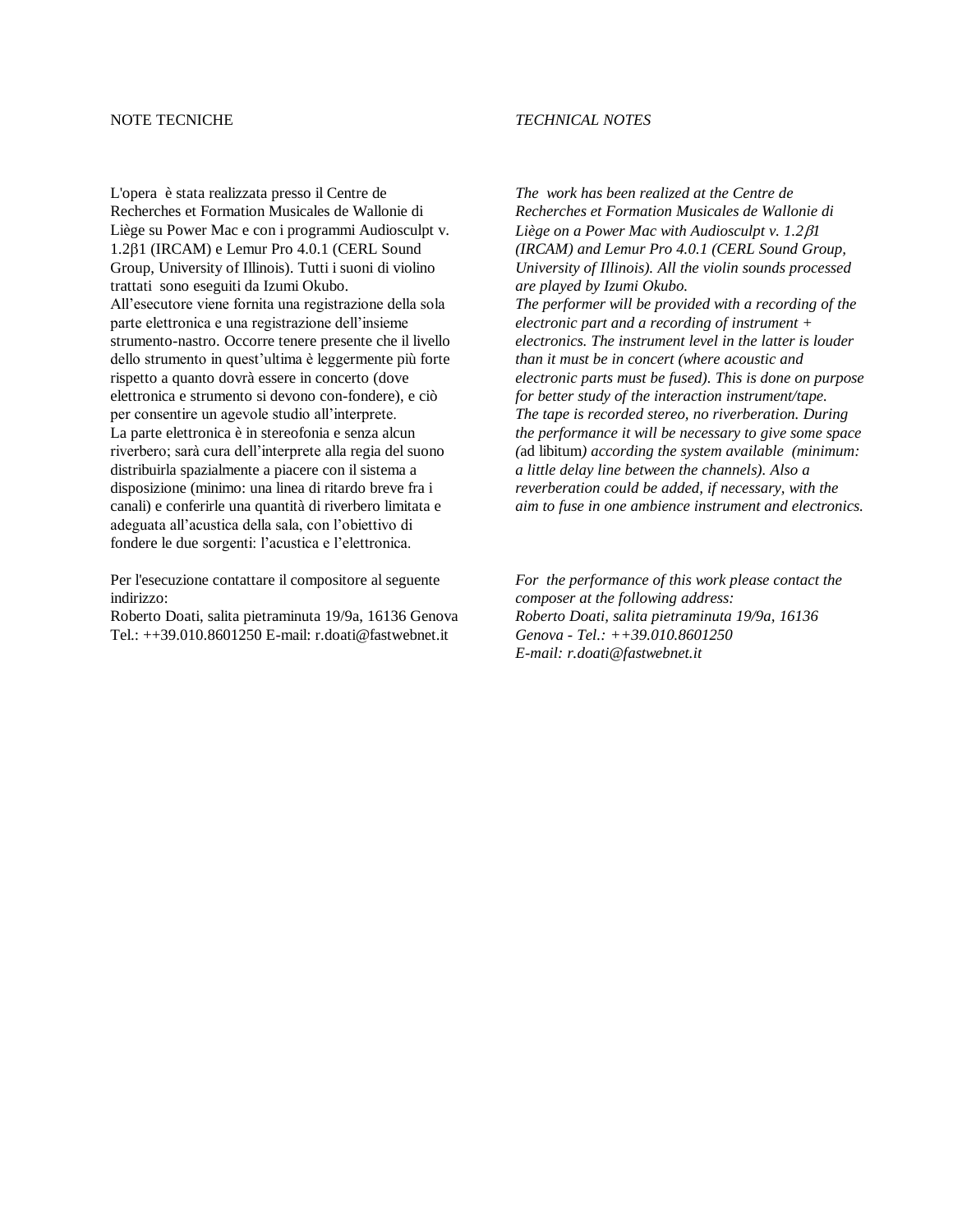NOTE TECNICHE

L'opera è stata realizzata presso il Centre de Recherches et Formation Musicales de Wallonie di Liège su Power Mac e con i programmi Audiosculpt v. 1.2β1 (IRCAM) e Lemur Pro 4.0.1 (CERL Sound Group, University of Illinois). Tutti i suoni di violino trattati sono eseguiti da Izumi Okubo.
All'esecutore viene fornita una registrazione della sola parte elettronica e una registrazione dell'insieme strumento-nastro. Occorre tenere presente che il livello dello strumento in quest'ultima è leggermente più forte rispetto a quanto dovrà essere in concerto (dove elettronica e strumento si devono con-fondere), e ciò per consentire un agevole studio all'interprete.
La parte elettronica è in stereofonia e senza alcun riverbero; sarà cura dell'interprete alla regia del suono distribuirla spazialmente a piacere con il sistema a disposizione (minimo: una linea di ritardo breve fra i canali) e conferirle una quantità di riverbero limitata e adeguata all'acustica della sala, con l'obiettivo di fondere le due sorgenti: l'acustica e l'elettronica.

Per l'esecuzione contattare il compositore al seguente indirizzo:
Roberto Doati, salita pietraminuta 19/9a, 16136 Genova
Tel.: ++39.010.8601250 E-mail: r.doati@fastwebnet.it

*TECHNICAL NOTES*

*The work has been realized at the Centre de Recherches et Formation Musicales de Wallonie di Liège on a Power Mac with Audiosculpt v. 1.2β1 (IRCAM) and Lemur Pro 4.0.1 (CERL Sound Group, University of Illinois). All the violin sounds processed are played by Izumi Okubo.*
*The performer will be provided with a recording of the electronic part and a recording of instrument + electronics. The instrument level in the latter is louder than it must be in concert (where acoustic and electronic parts must be fused). This is done on purpose for better study of the interaction instrument/tape.*
*The tape is recorded stereo, no riverberation. During the performance it will be necessary to give some space (*ad libitum*) according the system available (minimum: a little delay line between the channels). Also a reverberation could be added, if necessary, with the aim to fuse in one ambience instrument and electronics.*

*For the performance of this work please contact the composer at the following address:*
*Roberto Doati, salita pietraminuta 19/9a, 16136 Genova - Tel.: ++39.010.8601250*
*E-mail: r.doati@fastwebnet.it*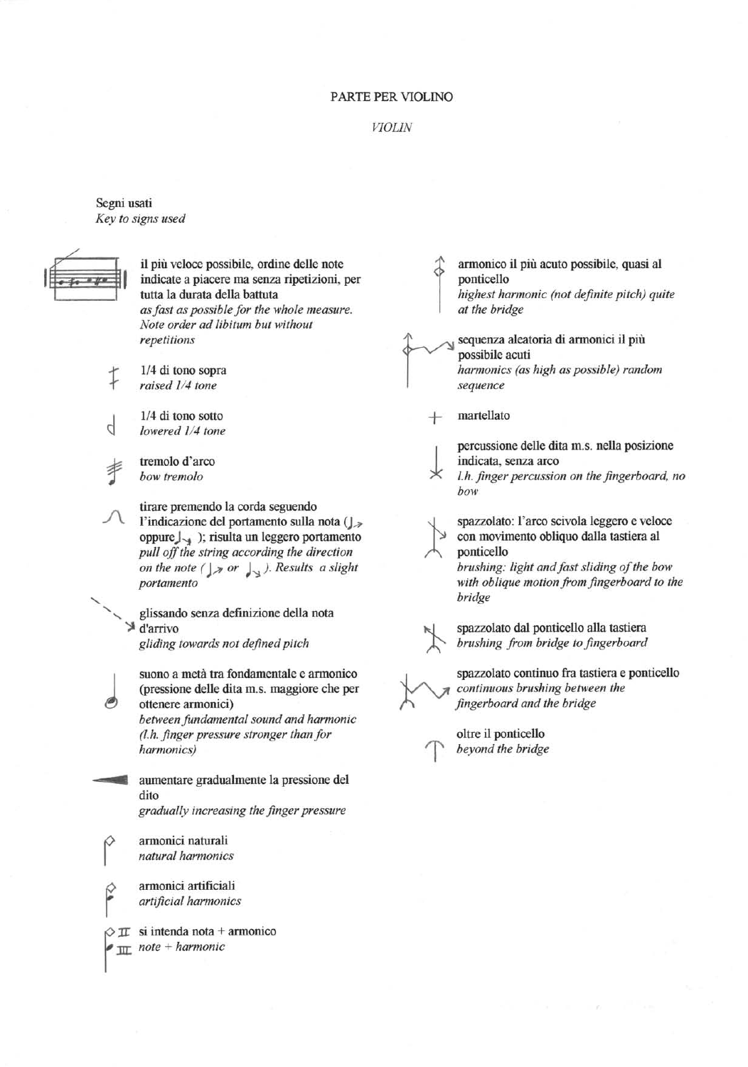PARTE PER VIOLINO

*VIOLIN*

Segni usati

*Key to signs used*

il più veloce possibile, ordine delle note indicate a piacere ma senza ripetizioni, per tutta la durata della battuta

*as fast as possible for the whole measure. Note order ad libitum but without repetitions*

1/4 di tono sopra

*raised 1/4 tone*

1/4 di tono sotto

*lowered 1/4 tone*

tremolo d'arco

*bow tremolo*

tirare premendo la corda seguendo l'indicazione del portamento sulla nota (♩↗ oppure ♩↘); risulta un leggero portamento

*pull off the string according the direction on the note (♩↗ or ♩↘). Results a slight portamento*

glissando senza definizione della nota d'arrivo

*gliding towards not defined pitch*

suono a metà tra fondamentale e armonico (pressione delle dita m.s. maggiore che per ottenere armonici)

*between fundamental sound and harmonic (l.h. finger pressure stronger than for harmonics)*

aumentare gradualmente la pressione del dito

*gradually increasing the finger pressure*

armonici naturali

*natural harmonics*

armonici artificiali

*artificial harmonics*

II III si intenda nota + armonico

*note + harmonic*

armonico il più acuto possibile, quasi al ponticello

*highest harmonic (not definite pitch) quite at the bridge*

sequenza aleatoria di armonici il più possibile acuti

*harmonics (as high as possible) random sequence*

martellato

percussione delle dita m.s. nella posizione indicata, senza arco

*l.h. finger percussion on the fingerboard, no bow*

spazzolato: l'arco scivola leggero e veloce con movimento obliquo dalla tastiera al ponticello

*brushing: light and fast sliding of the bow with oblique motion from fingerboard to the bridge*

spazzolato dal ponticello alla tastiera

*brushing from bridge to fingerboard*

spazzolato continuo fra tastiera e ponticello

*continuous brushing between the fingerboard and the bridge*

oltre il ponticello

*beyond the bridge*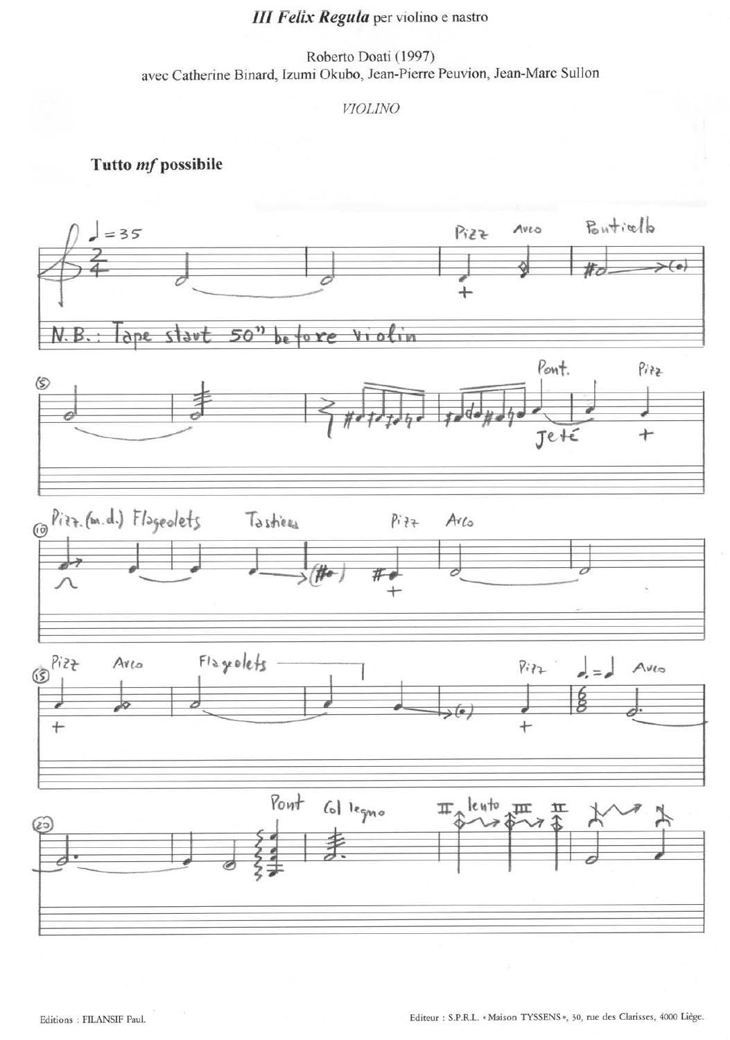### *III Felix Regula* per violino e nastro

Roberto Doati (1997)

avec Catherine Binard, Izumi Okubo, Jean-Pierre Peuvion, Jean-Marc Sullon

*VIOLINO*

**Tutto *mf* possibile**

N.B.: Tape start 50" before violin

Editions : FILANSIF Paul.

Editeur : S.P.R.L. « Maison TYSSENS », 30, rue des Clarisses, 4000 Liège.